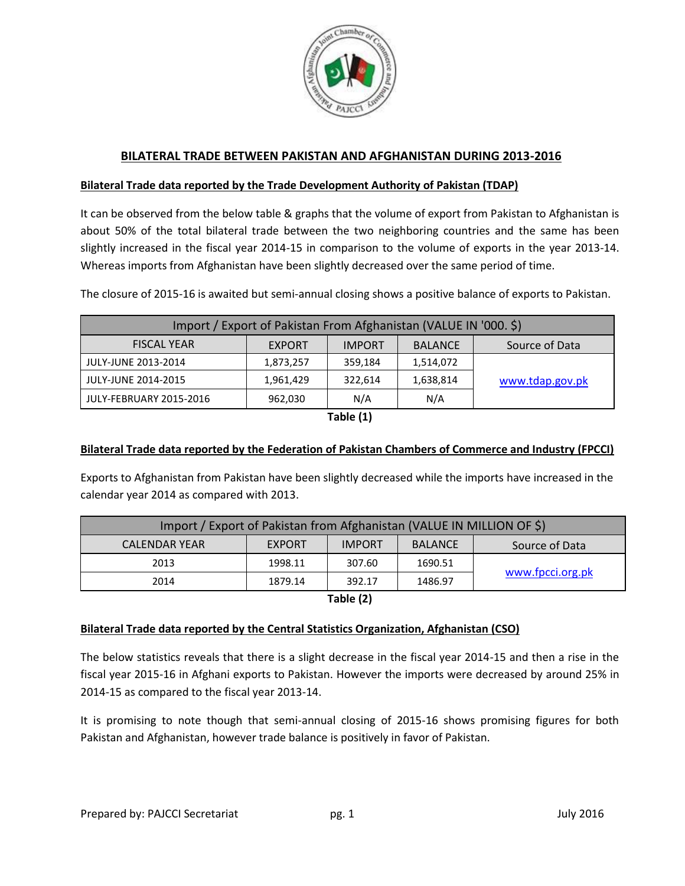# BILATERAL TRADE BETWEEN PAKISTAN AND AFGHANISTAN DURING 2013-2016

## Bilateral Trade data reported by the Trade Development Authority of Pakistan (TDAP)

It can be observed from the below table & graphs that the volume of export from Pakistan to Afghanistan is about 50% of the total bilateral trade between the two neighboring countries and the same has been slightly increased in the fiscal year 2014-15 in comparison to the volume of exports in the year 2013-14. Whereas imports from Afghanistan have been slightly decreased over the same period of time.

The closure of 2015-16 is awaited but semi-annual closing shows a positive balance of exports to Pakistan.

| Import / Export of Pakistan From Afghanistan (VALUE IN '000. $) | | | | |
|---|---|---|---|---|
| FISCAL YEAR | EXPORT | IMPORT | BALANCE | Source of Data |
| JULY-JUNE 2013-2014 | 1,873,257 | 359,184 | 1,514,072 | www.tdap.gov.pk |
| JULY-JUNE 2014-2015 | 1,961,429 | 322,614 | 1,638,814 | |
| JULY-FEBRUARY 2015-2016 | 962,030 | N/A | N/A | |

**Table (1)**

## Bilateral Trade data reported by the Federation of Pakistan Chambers of Commerce and Industry (FPCCI)

Exports to Afghanistan from Pakistan have been slightly decreased while the imports have increased in the calendar year 2014 as compared with 2013.

| Import / Export of Pakistan from Afghanistan (VALUE IN MILLION OF $) | | | | |
|---|---|---|---|---|
| CALENDAR YEAR | EXPORT | IMPORT | BALANCE | Source of Data |
| 2013 | 1998.11 | 307.60 | 1690.51 | www.fpcci.org.pk |
| 2014 | 1879.14 | 392.17 | 1486.97 | |

**Table (2)**

## Bilateral Trade data reported by the Central Statistics Organization, Afghanistan (CSO)

The below statistics reveals that there is a slight decrease in the fiscal year 2014-15 and then a rise in the fiscal year 2015-16 in Afghani exports to Pakistan. However the imports were decreased by around 25% in 2014-15 as compared to the fiscal year 2013-14.

It is promising to note though that semi-annual closing of 2015-16 shows promising figures for both Pakistan and Afghanistan, however trade balance is positively in favor of Pakistan.

Prepared by: PAJCCI Secretariat July 2016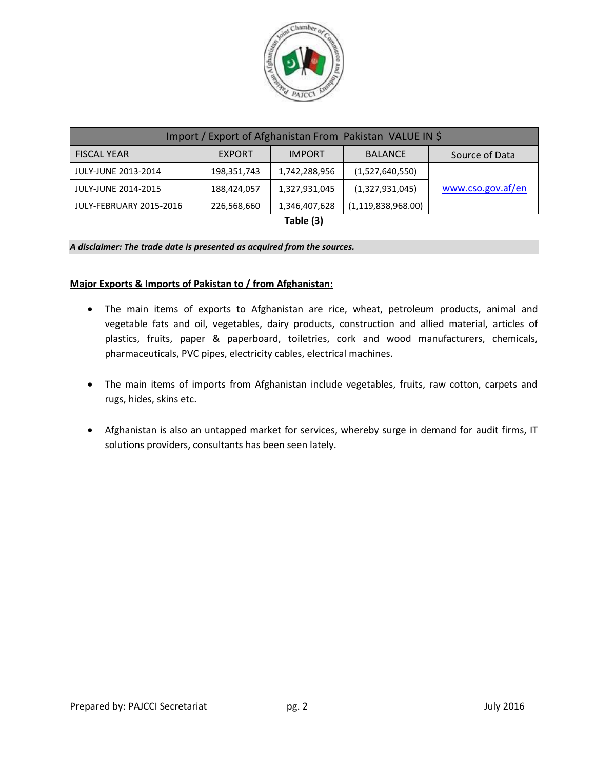| Import / Export of Afghanistan From Pakistan VALUE IN $ | | | | |
|---|---|---|---|---|
| FISCAL YEAR | EXPORT | IMPORT | BALANCE | Source of Data |
| JULY-JUNE 2013-2014 | 198,351,743 | 1,742,288,956 | (1,527,640,550) | www.cso.gov.af/en |
| JULY-JUNE 2014-2015 | 188,424,057 | 1,327,931,045 | (1,327,931,045) | |
| JULY-FEBRUARY 2015-2016 | 226,568,660 | 1,346,407,628 | (1,119,838,968.00) | |

**Table (3)**

***A disclaimer: The trade date is presented as acquired from the sources.***

**Major Exports & Imports of Pakistan to / from Afghanistan:**

- The main items of exports to Afghanistan are rice, wheat, petroleum products, animal and vegetable fats and oil, vegetables, dairy products, construction and allied material, articles of plastics, fruits, paper & paperboard, toiletries, cork and wood manufacturers, chemicals, pharmaceuticals, PVC pipes, electricity cables, electrical machines.

- The main items of imports from Afghanistan include vegetables, fruits, raw cotton, carpets and rugs, hides, skins etc.

- Afghanistan is also an untapped market for services, whereby surge in demand for audit firms, IT solutions providers, consultants has been seen lately.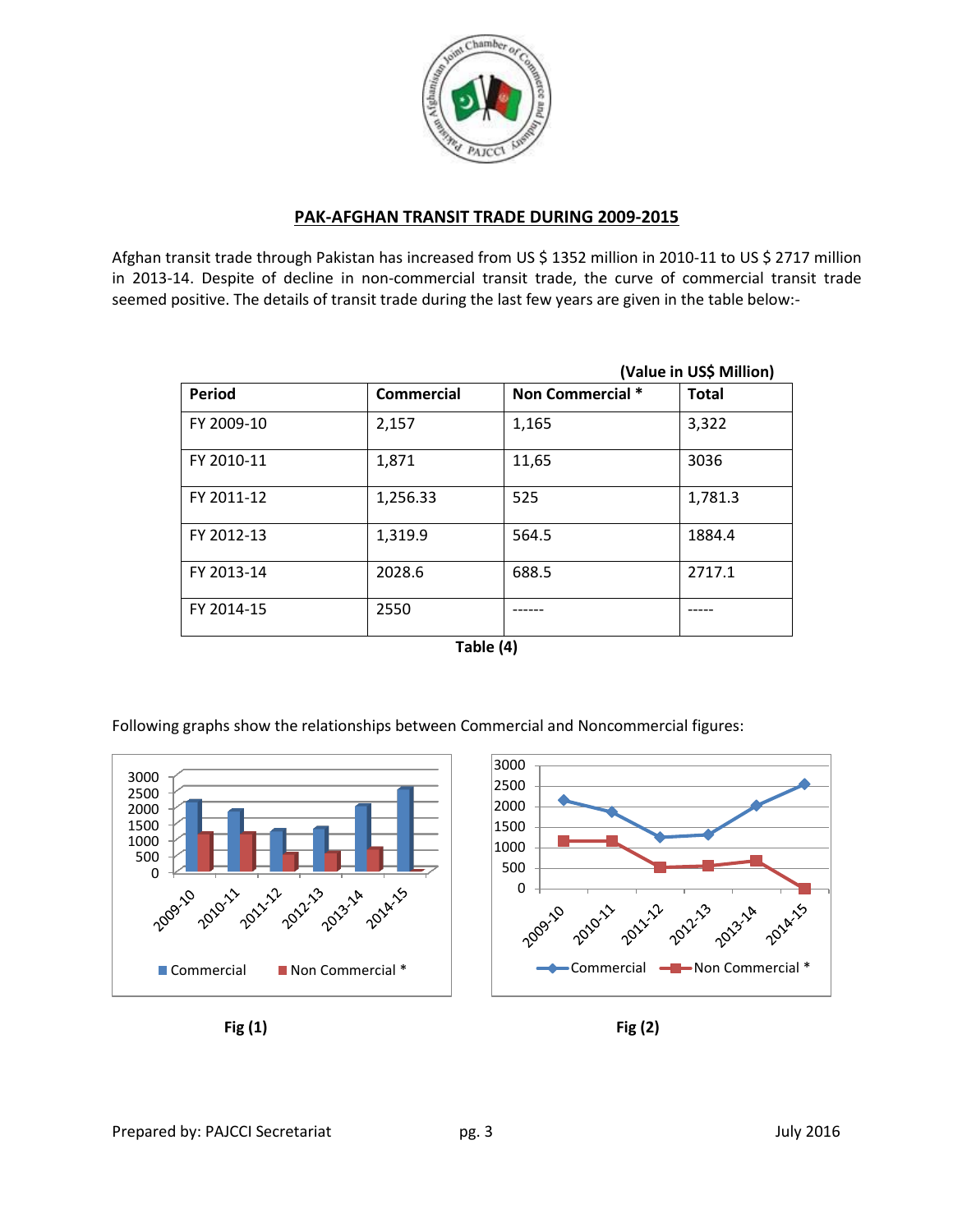## PAK-AFGHAN TRANSIT TRADE DURING 2009-2015

Afghan transit trade through Pakistan has increased from US $ 1352 million in 2010-11 to US $ 2717 million in 2013-14. Despite of decline in non-commercial transit trade, the curve of commercial transit trade seemed positive. The details of transit trade during the last few years are given in the table below:-

**(Value in US$ Million)**

| Period | Commercial | Non Commercial * | Total |
|---|---|---|---|
| FY 2009-10 | 2,157 | 1,165 | 3,322 |
| FY 2010-11 | 1,871 | 11,65 | 3036 |
| FY 2011-12 | 1,256.33 | 525 | 1,781.3 |
| FY 2012-13 | 1,319.9 | 564.5 | 1884.4 |
| FY 2013-14 | 2028.6 | 688.5 | 2717.1 |
| FY 2014-15 | 2550 | ------ | ----- |

**Table (4)**

Following graphs show the relationships between Commercial and Noncommercial figures:

**Fig (1)**

**Fig (2)**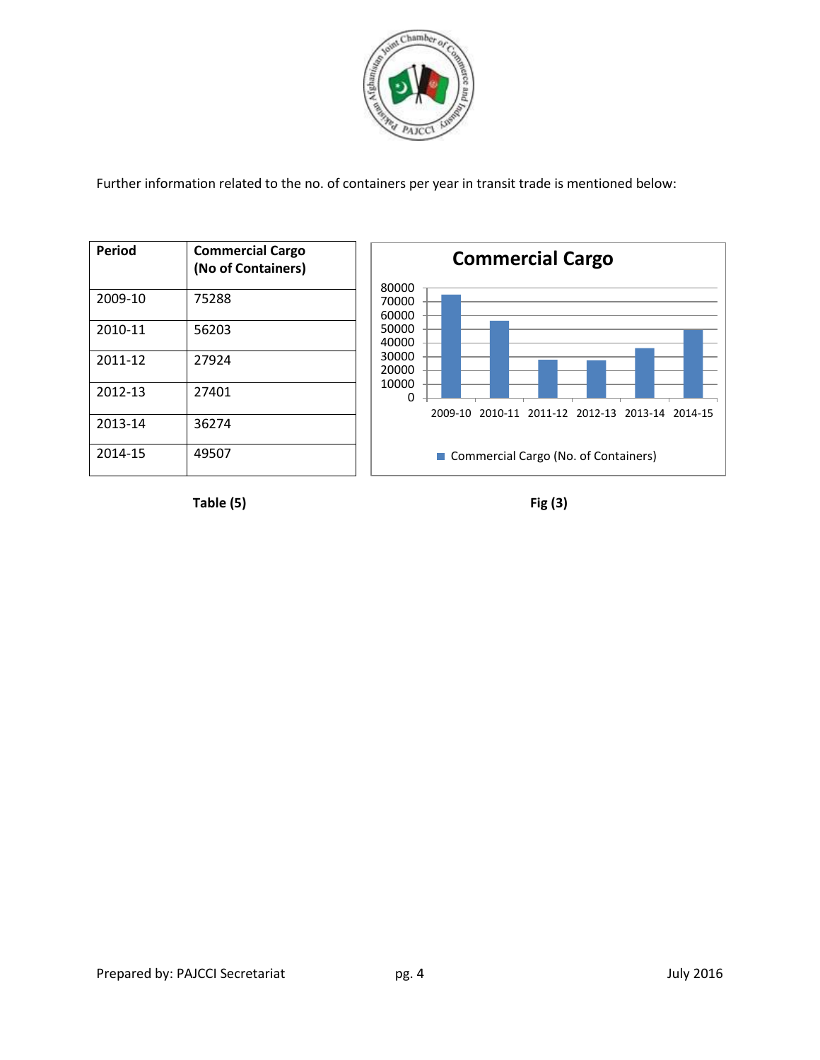Further information related to the no. of containers per year in transit trade is mentioned below:

| Period | Commercial Cargo (No of Containers) |
| --- | --- |
| 2009-10 | 75288 |
| 2010-11 | 56203 |
| 2011-12 | 27924 |
| 2012-13 | 27401 |
| 2013-14 | 36274 |
| 2014-15 | 49507 |

**Table (5)**

Commercial Cargo

80000
70000
60000
50000
40000
30000
20000
10000
0

2009-10 2010-11 2011-12 2012-13 2013-14 2014-15

Commercial Cargo (No. of Containers)

**Fig (3)**